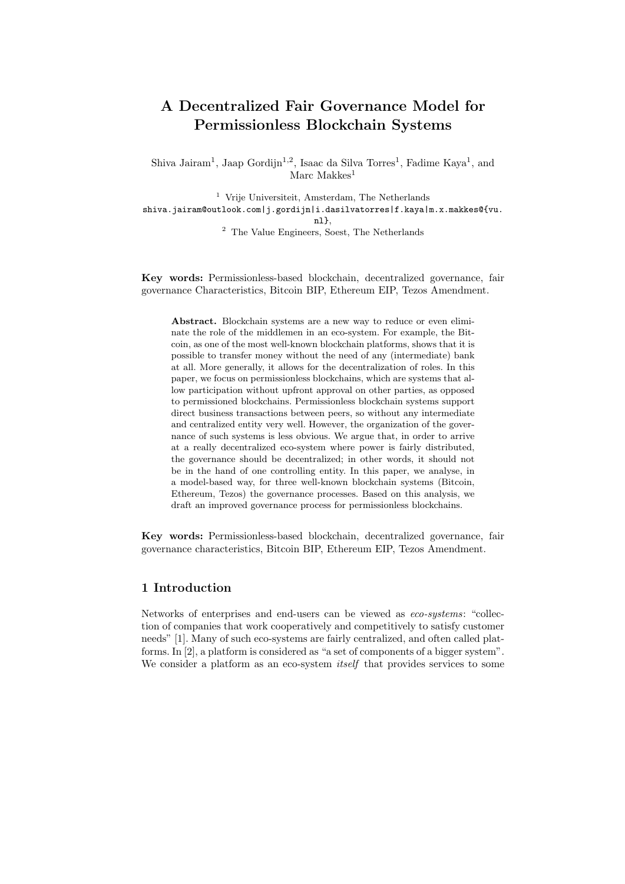# A Decentralized Fair Governance Model for Permissionless Blockchain Systems

Shiva Jairam[1], Jaap Gordijn[1,2], Isaac da Silva Torres[1], Fadime Kaya[1], and Marc Makkes[1]

[1] Vrije Universiteit, Amsterdam, The Netherlands
shiva.jairam@outlook.com|j.gordijn|i.dasilvatorres|f.kaya|m.x.makkes@{vu.nl},
[2] The Value Engineers, Soest, The Netherlands

**Key words:** Permissionless-based blockchain, decentralized governance, fair governance Characteristics, Bitcoin BIP, Ethereum EIP, Tezos Amendment.

**Abstract.** Blockchain systems are a new way to reduce or even eliminate the role of the middlemen in an eco-system. For example, the Bitcoin, as one of the most well-known blockchain platforms, shows that it is possible to transfer money without the need of any (intermediate) bank at all. More generally, it allows for the decentralization of roles. In this paper, we focus on permissionless blockchains, which are systems that allow participation without upfront approval on other parties, as opposed to permissioned blockchains. Permissionless blockchain systems support direct business transactions between peers, so without any intermediate and centralized entity very well. However, the organization of the governance of such systems is less obvious. We argue that, in order to arrive at a really decentralized eco-system where power is fairly distributed, the governance should be decentralized; in other words, it should not be in the hand of one controlling entity. In this paper, we analyse, in a model-based way, for three well-known blockchain systems (Bitcoin, Ethereum, Tezos) the governance processes. Based on this analysis, we draft an improved governance process for permissionless blockchains.

**Key words:** Permissionless-based blockchain, decentralized governance, fair governance characteristics, Bitcoin BIP, Ethereum EIP, Tezos Amendment.

## 1 Introduction

Networks of enterprises and end-users can be viewed as *eco-systems*: "collection of companies that work cooperatively and competitively to satisfy customer needs" [1]. Many of such eco-systems are fairly centralized, and often called platforms. In [2], a platform is considered as "a set of components of a bigger system". We consider a platform as an eco-system *itself* that provides services to some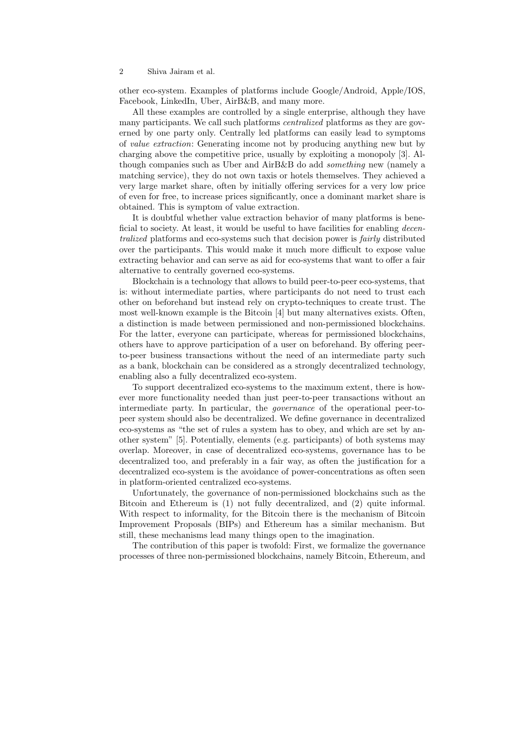other eco-system. Examples of platforms include Google/Android, Apple/IOS, Facebook, LinkedIn, Uber, AirB&B, and many more.

All these examples are controlled by a single enterprise, although they have many participants. We call such platforms *centralized* platforms as they are governed by one party only. Centrally led platforms can easily lead to symptoms of *value extraction*: Generating income not by producing anything new but by charging above the competitive price, usually by exploiting a monopoly [3]. Although companies such as Uber and AirB&B do add *something* new (namely a matching service), they do not own taxis or hotels themselves. They achieved a very large market share, often by initially offering services for a very low price of even for free, to increase prices significantly, once a dominant market share is obtained. This is symptom of value extraction.

It is doubtful whether value extraction behavior of many platforms is beneficial to society. At least, it would be useful to have facilities for enabling *decentralized* platforms and eco-systems such that decision power is *fairly* distributed over the participants. This would make it much more difficult to expose value extracting behavior and can serve as aid for eco-systems that want to offer a fair alternative to centrally governed eco-systems.

Blockchain is a technology that allows to build peer-to-peer eco-systems, that is: without intermediate parties, where participants do not need to trust each other on beforehand but instead rely on crypto-techniques to create trust. The most well-known example is the Bitcoin [4] but many alternatives exists. Often, a distinction is made between permissioned and non-permissioned blockchains. For the latter, everyone can participate, whereas for permissioned blockchains, others have to approve participation of a user on beforehand. By offering peer-to-peer business transactions without the need of an intermediate party such as a bank, blockchain can be considered as a strongly decentralized technology, enabling also a fully decentralized eco-system.

To support decentralized eco-systems to the maximum extent, there is however more functionality needed than just peer-to-peer transactions without an intermediate party. In particular, the *governance* of the operational peer-to-peer system should also be decentralized. We define governance in decentralized eco-systems as "the set of rules a system has to obey, and which are set by another system" [5]. Potentially, elements (e.g. participants) of both systems may overlap. Moreover, in case of decentralized eco-systems, governance has to be decentralized too, and preferably in a fair way, as often the justification for a decentralized eco-system is the avoidance of power-concentrations as often seen in platform-oriented centralized eco-systems.

Unfortunately, the governance of non-permissioned blockchains such as the Bitcoin and Ethereum is (1) not fully decentralized, and (2) quite informal. With respect to informality, for the Bitcoin there is the mechanism of Bitcoin Improvement Proposals (BIPs) and Ethereum has a similar mechanism. But still, these mechanisms lead many things open to the imagination.

The contribution of this paper is twofold: First, we formalize the governance processes of three non-permissioned blockchains, namely Bitcoin, Ethereum, and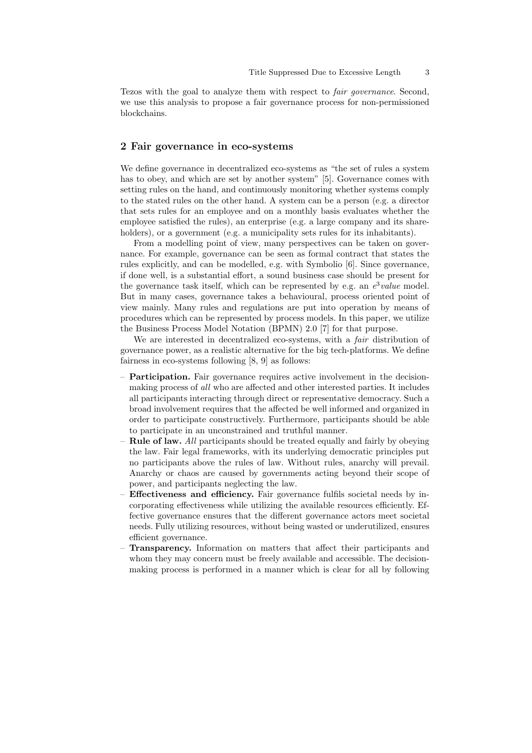Tezos with the goal to analyze them with respect to *fair governance*. Second, we use this analysis to propose a fair governance process for non-permissioned blockchains.

## 2 Fair governance in eco-systems

We define governance in decentralized eco-systems as "the set of rules a system has to obey, and which are set by another system" [5]. Governance comes with setting rules on the hand, and continuously monitoring whether systems comply to the stated rules on the other hand. A system can be a person (e.g. a director that sets rules for an employee and on a monthly basis evaluates whether the employee satisfied the rules), an enterprise (e.g. a large company and its shareholders), or a government (e.g. a municipality sets rules for its inhabitants).

From a modelling point of view, many perspectives can be taken on governance. For example, governance can be seen as formal contract that states the rules explicitly, and can be modelled, e.g. with Symbolio [6]. Since governance, if done well, is a substantial effort, a sound business case should be present for the governance task itself, which can be represented by e.g. an $e^3$*value* model. But in many cases, governance takes a behavioural, process oriented point of view mainly. Many rules and regulations are put into operation by means of procedures which can be represented by process models. In this paper, we utilize the Business Process Model Notation (BPMN) 2.0 [7] for that purpose.

We are interested in decentralized eco-systems, with a *fair* distribution of governance power, as a realistic alternative for the big tech-platforms. We define fairness in eco-systems following [8, 9] as follows:

- **Participation.** Fair governance requires active involvement in the decision-making process of *all* who are affected and other interested parties. It includes all participants interacting through direct or representative democracy. Such a broad involvement requires that the affected be well informed and organized in order to participate constructively. Furthermore, participants should be able to participate in an unconstrained and truthful manner.
- **Rule of law.** *All* participants should be treated equally and fairly by obeying the law. Fair legal frameworks, with its underlying democratic principles put no participants above the rules of law. Without rules, anarchy will prevail. Anarchy or chaos are caused by governments acting beyond their scope of power, and participants neglecting the law.
- **Effectiveness and efficiency.** Fair governance fulfils societal needs by incorporating effectiveness while utilizing the available resources efficiently. Effective governance ensures that the different governance actors meet societal needs. Fully utilizing resources, without being wasted or underutilized, ensures efficient governance.
- **Transparency.** Information on matters that affect their participants and whom they may concern must be freely available and accessible. The decision-making process is performed in a manner which is clear for all by following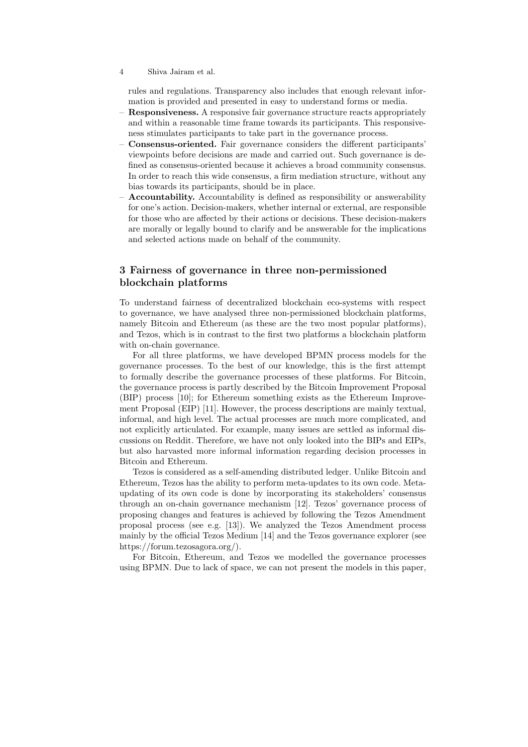rules and regulations. Transparency also includes that enough relevant information is provided and presented in easy to understand forms or media.

- **Responsiveness.** A responsive fair governance structure reacts appropriately and within a reasonable time frame towards its participants. This responsiveness stimulates participants to take part in the governance process.
- **Consensus-oriented.** Fair governance considers the different participants' viewpoints before decisions are made and carried out. Such governance is defined as consensus-oriented because it achieves a broad community consensus. In order to reach this wide consensus, a firm mediation structure, without any bias towards its participants, should be in place.
- **Accountability.** Accountability is defined as responsibility or answerability for one's action. Decision-makers, whether internal or external, are responsible for those who are affected by their actions or decisions. These decision-makers are morally or legally bound to clarify and be answerable for the implications and selected actions made on behalf of the community.

## 3 Fairness of governance in three non-permissioned blockchain platforms

To understand fairness of decentralized blockchain eco-systems with respect to governance, we have analysed three non-permissioned blockchain platforms, namely Bitcoin and Ethereum (as these are the two most popular platforms), and Tezos, which is in contrast to the first two platforms a blockchain platform with on-chain governance.

For all three platforms, we have developed BPMN process models for the governance processes. To the best of our knowledge, this is the first attempt to formally describe the governance processes of these platforms. For Bitcoin, the governance process is partly described by the Bitcoin Improvement Proposal (BIP) process [10]; for Ethereum something exists as the Ethereum Improvement Proposal (EIP) [11]. However, the process descriptions are mainly textual, informal, and high level. The actual processes are much more complicated, and not explicitly articulated. For example, many issues are settled as informal discussions on Reddit. Therefore, we have not only looked into the BIPs and EIPs, but also harvasted more informal information regarding decision processes in Bitcoin and Ethereum.

Tezos is considered as a self-amending distributed ledger. Unlike Bitcoin and Ethereum, Tezos has the ability to perform meta-updates to its own code. Meta-updating of its own code is done by incorporating its stakeholders' consensus through an on-chain governance mechanism [12]. Tezos' governance process of proposing changes and features is achieved by following the Tezos Amendment proposal process (see e.g. [13]). We analyzed the Tezos Amendment process mainly by the official Tezos Medium [14] and the Tezos governance explorer (see https://forum.tezosagora.org/).

For Bitcoin, Ethereum, and Tezos we modelled the governance processes using BPMN. Due to lack of space, we can not present the models in this paper,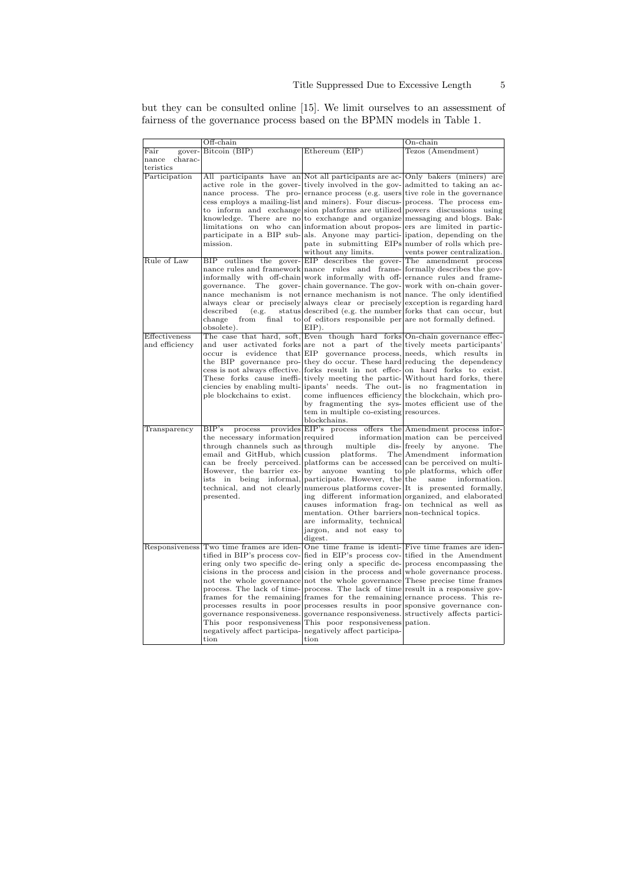but they can be consulted online [15]. We limit ourselves to an assessment of fairness of the governance process based on the BPMN models in Table 1.

| | Off-chain | | On-chain |
|---|---|---|---|
| Fair governance characteristics | Bitcoin (BIP) | Ethereum (EIP) | Tezos (Amendment) |
| Participation | All participants have an active role in the governance process. The process employs a mailing-list to inform and exchange knowledge. There are no limitations on who can participate in a BIP submission. | Not all participants are actively involved in the governance process (e.g. users and miners). Four discussion platforms are utilized to exchange and organize information about proposals. Anyone may participate in submitting EIPs without any limits. | Only bakers (miners) are admitted to taking an active role in the governance process. The process empowers discussions using messaging and blogs. Bakers are limited in participation, depending on the number of rolls which prevents power centralization. |
| Rule of Law | BIP outlines the governance rules and framework informally with off-chain governance. The governance mechanism is not always clear or precisely described (e.g. status change from final to obsolete). | EIP describes the governance rules and framework informally with off-chain governance. The governance mechanism is not always clear or precisely described (e.g. the number of editors responsible per EIP). | The amendment process formally describes the governance rules and framework with on-chain governance. The only identified exception is regarding hard forks that can occur, but are not formally defined. |
| Effectiveness and efficiency | The case that hard, soft, and user activated forks occur is evidence that the BIP governance process is not always effective. These forks cause inefficiencies by enabling multiple blockchains to exist. | Even though hard forks are not a part of the EIP governance process, they do occur. These hard forks result in not effectively meeting the participants' needs. The outcome influences efficiency by fragmenting the system in multiple co-existing blockchains. | On-chain governance effectively meets participants' needs, which results in reducing the dependency on hard forks to exist. Without hard forks, there is no fragmentation in the blockchain, which promotes efficient use of the resources. |
| Transparency | BIP's process provides the necessary information through channels such as email and GitHub, which can be freely perceived. However, the barrier exists in being informal, technical, and not clearly presented. | EIP's process offers the required information through multiple discussion platforms. The platforms can be accessed by anyone wanting to participate. However, the numerous platforms covering different information causes information fragmentation. Other barriers are informality, technical jargon, and not easy to digest. | Amendment process information can be perceived freely by anyone. The Amendment information can be perceived on multiple platforms, which offer the same information. It is presented formally, organized, and elaborated on technical as well as non-technical topics. |
| Responsiveness | Two time frames are identified in BIP's process covering only two specific decisions in the process and not the whole governance process. The lack of timeframes for the remaining processes results in poor governance responsiveness. This poor responsiveness negatively affect participation | One time frame is identified in EIP's process covering only a specific decision in the process and not the whole governance process. The lack of time frames for the remaining processes results in poor governance responsiveness. This poor responsiveness negatively affect participation | Five time frames are identified in the Amendment process encompassing the whole governance process. These precise time frames result in a responsive governance process. This responsive governance constructively affects participation. |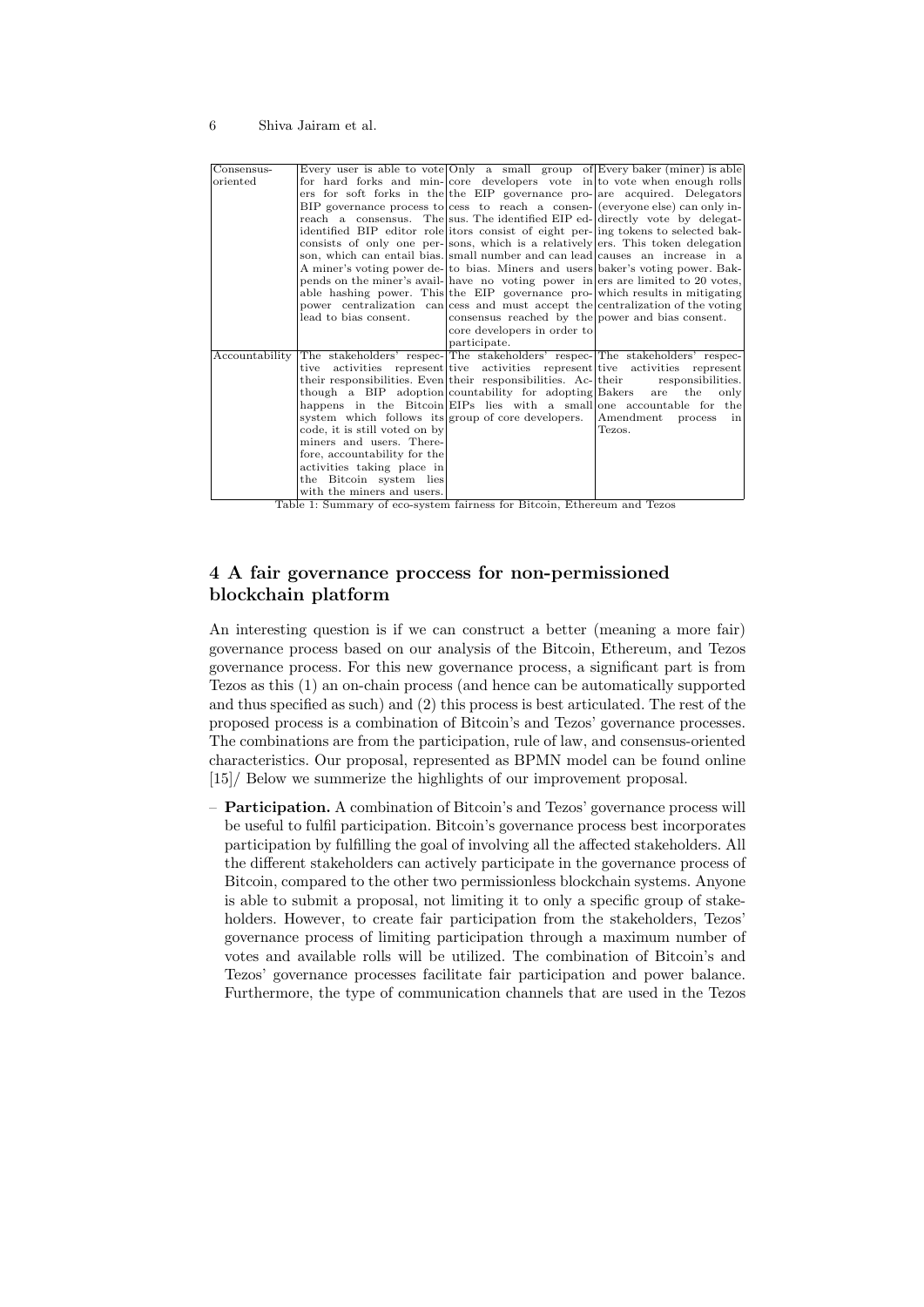| | | | |
|---|---|---|---|
| Consensus-oriented | Every user is able to vote for hard forks and miners for soft forks in the BIP governance process to reach a consensus. The identified BIP editor role consists of only one person, which can entail bias. A miner's voting power depends on the miner's available hashing power. This power centralization can lead to bias consent. | Only a small group of core developers vote in the EIP governance process to reach a consensus. The identified EIP editors consist of eight persons, which is a relatively small number and can lead to bias. Miners and users have no voting power in the EIP governance process and must accept the consensus reached by the core developers in order to participate. | Every baker (miner) is able to vote when enough rolls are acquired. Delegators (everyone else) can only indirectly vote by delegating tokens to selected bakers. This token delegation causes an increase in a baker's voting power. Bakers are limited to 20 votes, which results in mitigating centralization of the voting power and bias consent. |
| Accountability | The stakeholders' respective activities represent their responsibilities. Even though a BIP adoption happens in the Bitcoin system which follows its code, it is still voted on by miners and users. Therefore, accountability for the activities taking place in the Bitcoin system lies with the miners and users. | The stakeholders' respective activities represent their responsibilities. Accountability for adopting EIPs lies with a small group of core developers. | The stakeholders' respective activities represent their responsibilities. Bakers are the only one accountable for the Amendment process in Tezos. |

Table 1: Summary of eco-system fairness for Bitcoin, Ethereum and Tezos

## 4 A fair governance proccess for non-permissioned blockchain platform

An interesting question is if we can construct a better (meaning a more fair) governance process based on our analysis of the Bitcoin, Ethereum, and Tezos governance process. For this new governance process, a significant part is from Tezos as this (1) an on-chain process (and hence can be automatically supported and thus specified as such) and (2) this process is best articulated. The rest of the proposed process is a combination of Bitcoin's and Tezos' governance processes. The combinations are from the participation, rule of law, and consensus-oriented characteristics. Our proposal, represented as BPMN model can be found online [15]/ Below we summerize the highlights of our improvement proposal.

- **Participation.** A combination of Bitcoin's and Tezos' governance process will be useful to fulfil participation. Bitcoin's governance process best incorporates participation by fulfilling the goal of involving all the affected stakeholders. All the different stakeholders can actively participate in the governance process of Bitcoin, compared to the other two permissionless blockchain systems. Anyone is able to submit a proposal, not limiting it to only a specific group of stakeholders. However, to create fair participation from the stakeholders, Tezos' governance process of limiting participation through a maximum number of votes and available rolls will be utilized. The combination of Bitcoin's and Tezos' governance processes facilitate fair participation and power balance. Furthermore, the type of communication channels that are used in the Tezos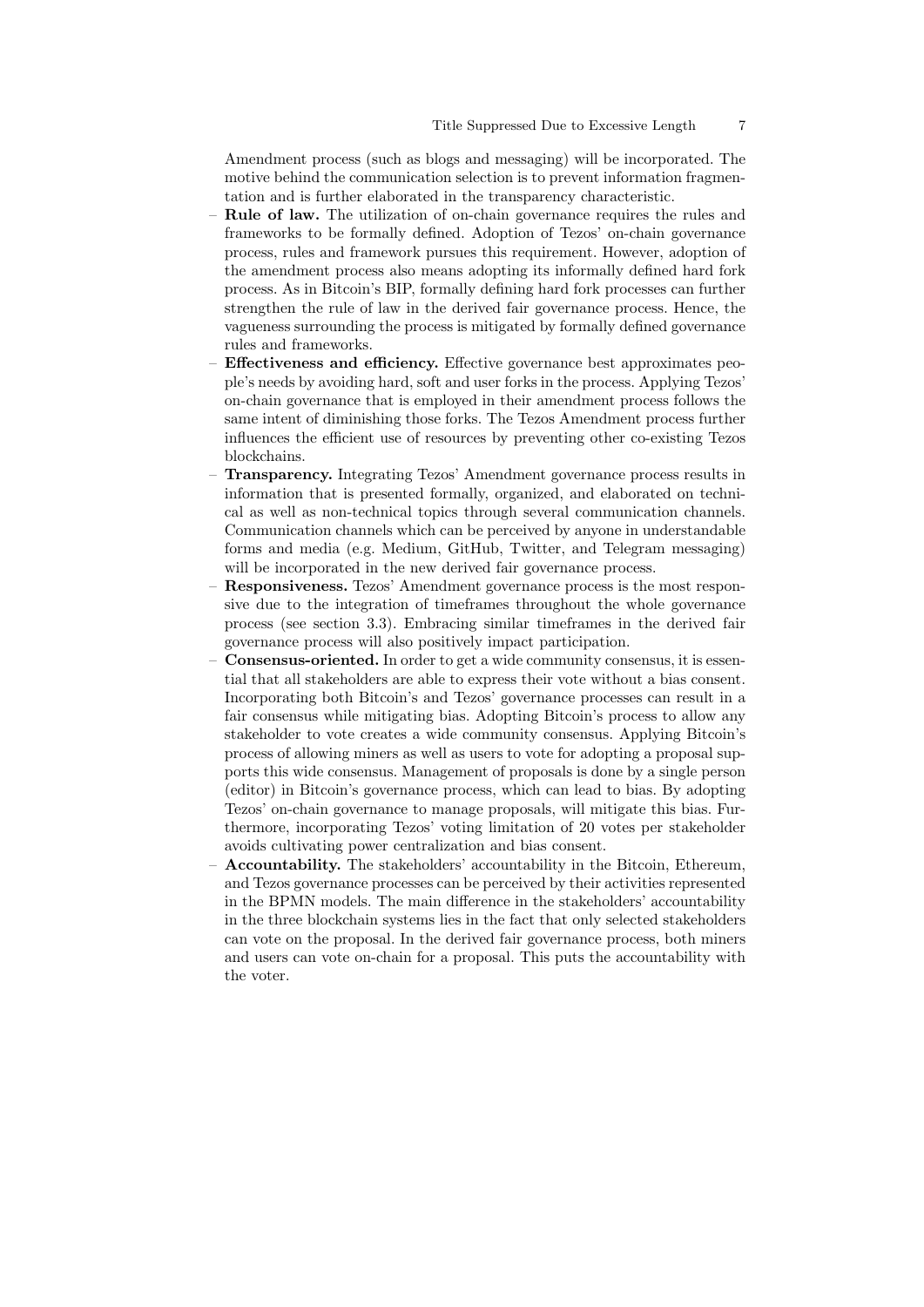Amendment process (such as blogs and messaging) will be incorporated. The motive behind the communication selection is to prevent information fragmentation and is further elaborated in the transparency characteristic.

- **Rule of law.** The utilization of on-chain governance requires the rules and frameworks to be formally defined. Adoption of Tezos' on-chain governance process, rules and framework pursues this requirement. However, adoption of the amendment process also means adopting its informally defined hard fork process. As in Bitcoin's BIP, formally defining hard fork processes can further strengthen the rule of law in the derived fair governance process. Hence, the vagueness surrounding the process is mitigated by formally defined governance rules and frameworks.
- **Effectiveness and efficiency.** Effective governance best approximates people's needs by avoiding hard, soft and user forks in the process. Applying Tezos' on-chain governance that is employed in their amendment process follows the same intent of diminishing those forks. The Tezos Amendment process further influences the efficient use of resources by preventing other co-existing Tezos blockchains.
- **Transparency.** Integrating Tezos' Amendment governance process results in information that is presented formally, organized, and elaborated on technical as well as non-technical topics through several communication channels. Communication channels which can be perceived by anyone in understandable forms and media (e.g. Medium, GitHub, Twitter, and Telegram messaging) will be incorporated in the new derived fair governance process.
- **Responsiveness.** Tezos' Amendment governance process is the most responsive due to the integration of timeframes throughout the whole governance process (see section 3.3). Embracing similar timeframes in the derived fair governance process will also positively impact participation.
- **Consensus-oriented.** In order to get a wide community consensus, it is essential that all stakeholders are able to express their vote without a bias consent. Incorporating both Bitcoin's and Tezos' governance processes can result in a fair consensus while mitigating bias. Adopting Bitcoin's process to allow any stakeholder to vote creates a wide community consensus. Applying Bitcoin's process of allowing miners as well as users to vote for adopting a proposal supports this wide consensus. Management of proposals is done by a single person (editor) in Bitcoin's governance process, which can lead to bias. By adopting Tezos' on-chain governance to manage proposals, will mitigate this bias. Furthermore, incorporating Tezos' voting limitation of 20 votes per stakeholder avoids cultivating power centralization and bias consent.
- **Accountability.** The stakeholders' accountability in the Bitcoin, Ethereum, and Tezos governance processes can be perceived by their activities represented in the BPMN models. The main difference in the stakeholders' accountability in the three blockchain systems lies in the fact that only selected stakeholders can vote on the proposal. In the derived fair governance process, both miners and users can vote on-chain for a proposal. This puts the accountability with the voter.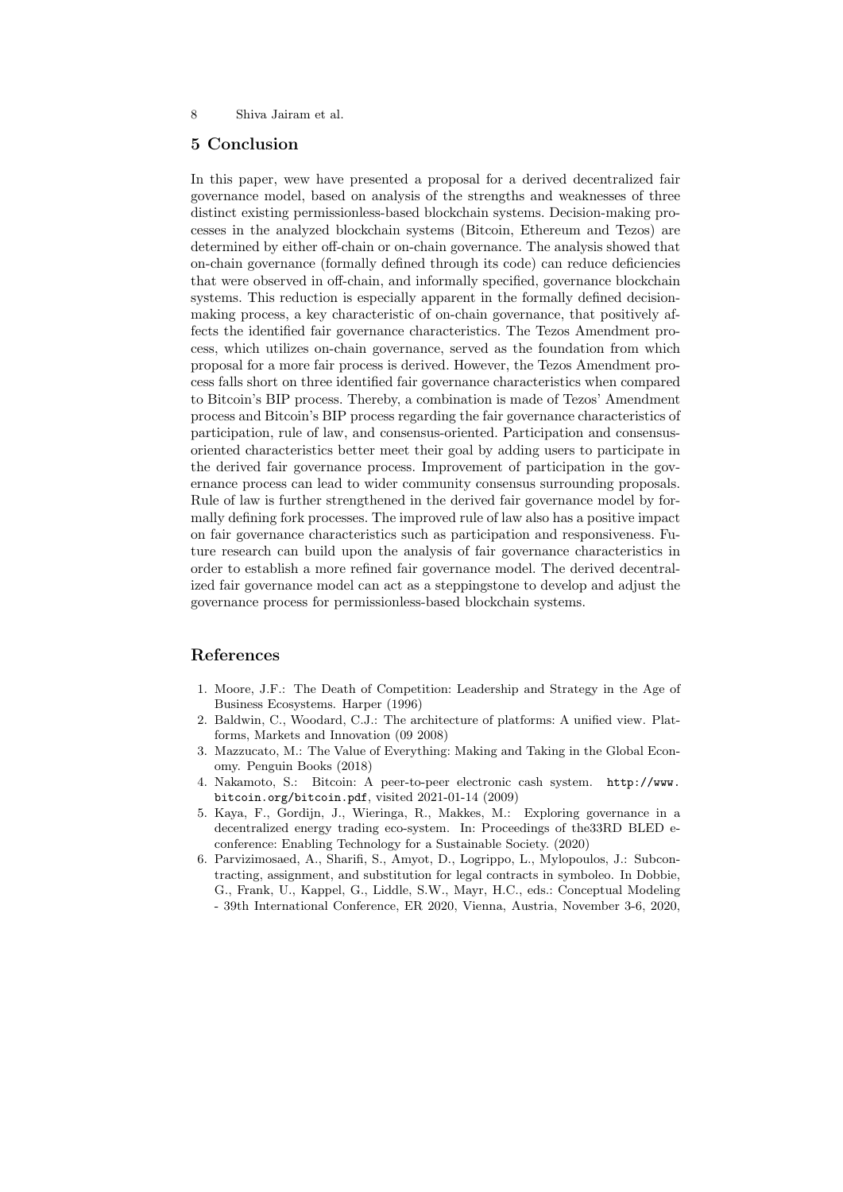## 5 Conclusion

In this paper, wew have presented a proposal for a derived decentralized fair governance model, based on analysis of the strengths and weaknesses of three distinct existing permissionless-based blockchain systems. Decision-making processes in the analyzed blockchain systems (Bitcoin, Ethereum and Tezos) are determined by either off-chain or on-chain governance. The analysis showed that on-chain governance (formally defined through its code) can reduce deficiencies that were observed in off-chain, and informally specified, governance blockchain systems. This reduction is especially apparent in the formally defined decision-making process, a key characteristic of on-chain governance, that positively affects the identified fair governance characteristics. The Tezos Amendment process, which utilizes on-chain governance, served as the foundation from which proposal for a more fair process is derived. However, the Tezos Amendment process falls short on three identified fair governance characteristics when compared to Bitcoin's BIP process. Thereby, a combination is made of Tezos' Amendment process and Bitcoin's BIP process regarding the fair governance characteristics of participation, rule of law, and consensus-oriented. Participation and consensus-oriented characteristics better meet their goal by adding users to participate in the derived fair governance process. Improvement of participation in the governance process can lead to wider community consensus surrounding proposals. Rule of law is further strengthened in the derived fair governance model by formally defining fork processes. The improved rule of law also has a positive impact on fair governance characteristics such as participation and responsiveness. Future research can build upon the analysis of fair governance characteristics in order to establish a more refined fair governance model. The derived decentralized fair governance model can act as a steppingstone to develop and adjust the governance process for permissionless-based blockchain systems.

## References

1. Moore, J.F.: The Death of Competition: Leadership and Strategy in the Age of Business Ecosystems. Harper (1996)
2. Baldwin, C., Woodard, C.J.: The architecture of platforms: A unified view. Platforms, Markets and Innovation (09 2008)
3. Mazzucato, M.: The Value of Everything: Making and Taking in the Global Economy. Penguin Books (2018)
4. Nakamoto, S.: Bitcoin: A peer-to-peer electronic cash system. `http://www.bitcoin.org/bitcoin.pdf`, visited 2021-01-14 (2009)
5. Kaya, F., Gordijn, J., Wieringa, R., Makkes, M.: Exploring governance in a decentralized energy trading eco-system. In: Proceedings of the33RD BLED e-conference: Enabling Technology for a Sustainable Society. (2020)
6. Parvizimosaed, A., Sharifi, S., Amyot, D., Logrippo, L., Mylopoulos, J.: Subcontracting, assignment, and substitution for legal contracts in symboleo. In Dobbie, G., Frank, U., Kappel, G., Liddle, S.W., Mayr, H.C., eds.: Conceptual Modeling - 39th International Conference, ER 2020, Vienna, Austria, November 3-6, 2020,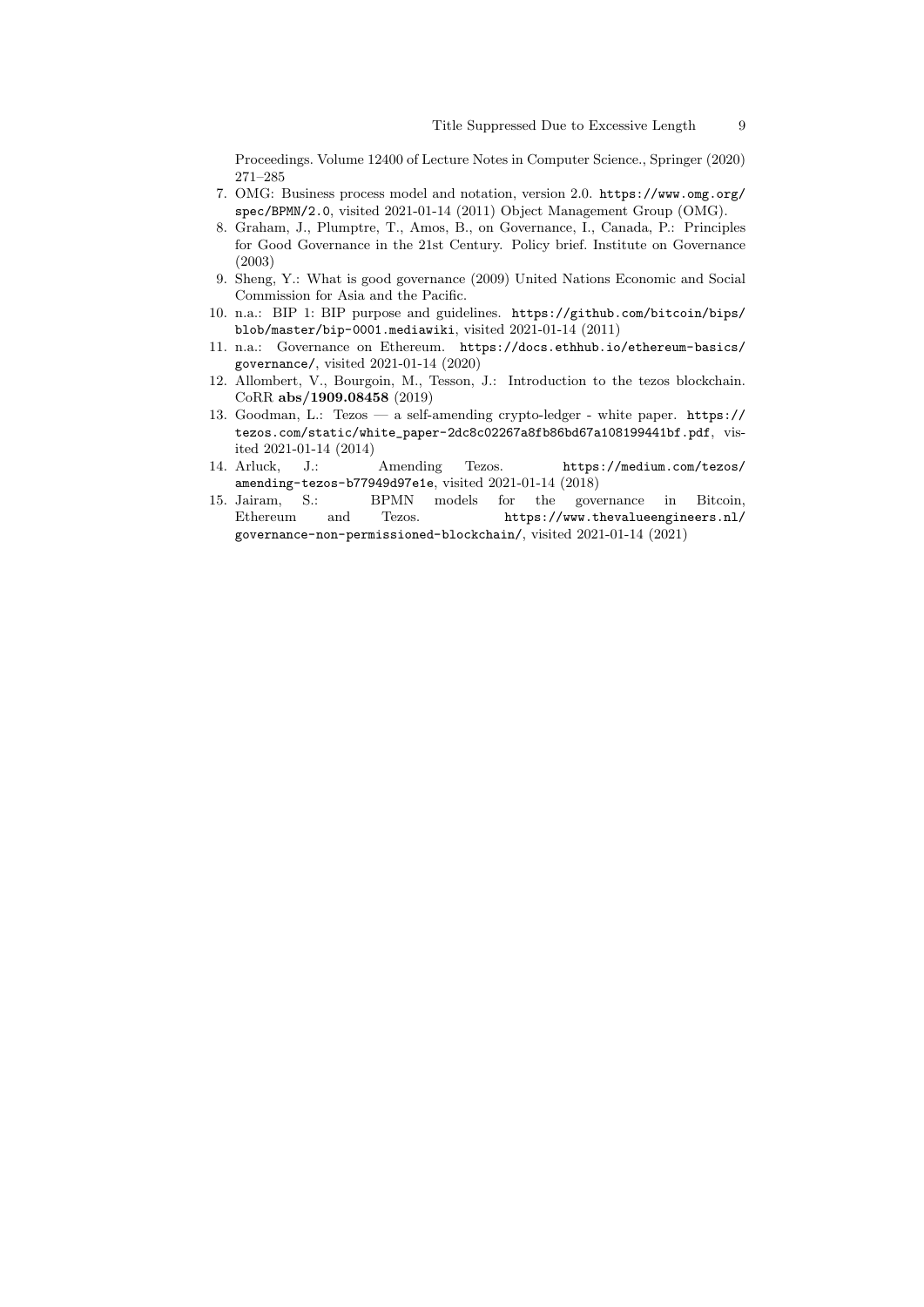Proceedings. Volume 12400 of Lecture Notes in Computer Science., Springer (2020) 271–285

7. OMG: Business process model and notation, version 2.0. https://www.omg.org/spec/BPMN/2.0, visited 2021-01-14 (2011) Object Management Group (OMG).
8. Graham, J., Plumptre, T., Amos, B., on Governance, I., Canada, P.: Principles for Good Governance in the 21st Century. Policy brief. Institute on Governance (2003)
9. Sheng, Y.: What is good governance (2009) United Nations Economic and Social Commission for Asia and the Pacific.
10. n.a.: BIP 1: BIP purpose and guidelines. https://github.com/bitcoin/bips/blob/master/bip-0001.mediawiki, visited 2021-01-14 (2011)
11. n.a.: Governance on Ethereum. https://docs.ethhub.io/ethereum-basics/governance/, visited 2021-01-14 (2020)
12. Allombert, V., Bourgoin, M., Tesson, J.: Introduction to the tezos blockchain. CoRR **abs/1909.08458** (2019)
13. Goodman, L.: Tezos — a self-amending crypto-ledger - white paper. https://tezos.com/static/white_paper-2dc8c02267a8fb86bd67a108199441bf.pdf, visited 2021-01-14 (2014)
14. Arluck, J.: Amending Tezos. https://medium.com/tezos/amending-tezos-b77949d97e1e, visited 2021-01-14 (2018)
15. Jairam, S.: BPMN models for the governance in Bitcoin, Ethereum and Tezos. https://www.thevalueengineers.nl/governance-non-permissioned-blockchain/, visited 2021-01-14 (2021)